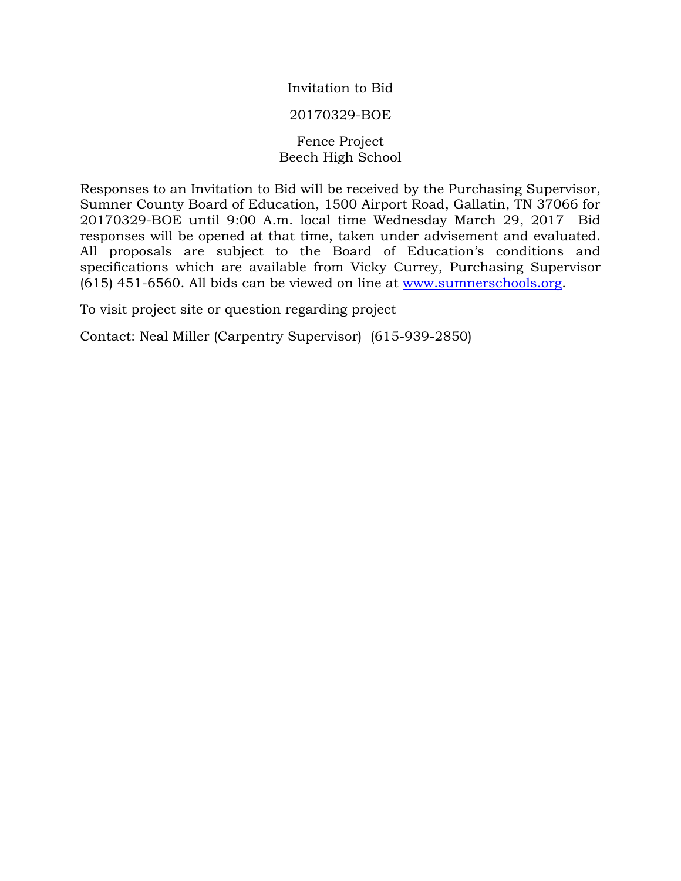# Invitation to Bid

## 20170329-BOE

## Fence Project
## Beech High School

Responses to an Invitation to Bid will be received by the Purchasing Supervisor, Sumner County Board of Education, 1500 Airport Road, Gallatin, TN 37066 for 20170329-BOE until 9:00 A.m. local time Wednesday March 29, 2017 Bid responses will be opened at that time, taken under advisement and evaluated. All proposals are subject to the Board of Education's conditions and specifications which are available from Vicky Currey, Purchasing Supervisor (615) 451-6560. All bids can be viewed on line at [www.sumnerschools.org](http://www.sumnerschools.org).

To visit project site or question regarding project

Contact: Neal Miller (Carpentry Supervisor) (615-939-2850)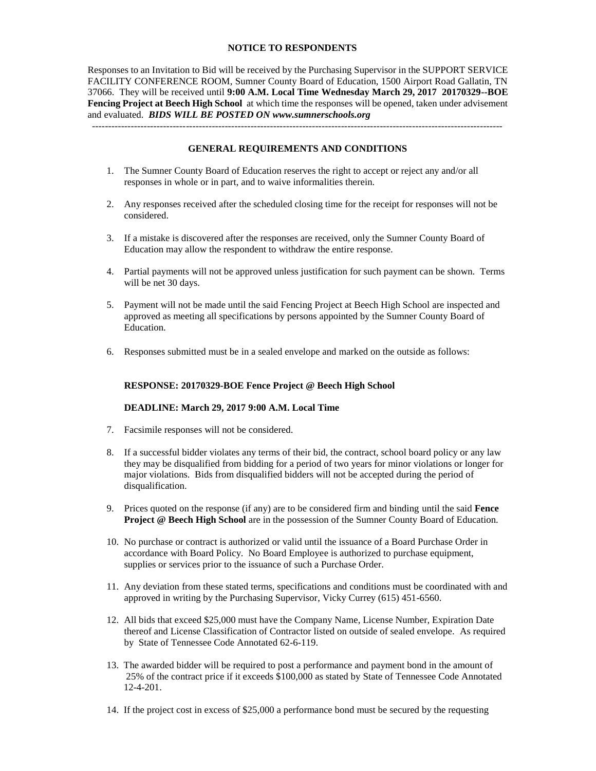**NOTICE TO RESPONDENTS**

Responses to an Invitation to Bid will be received by the Purchasing Supervisor in the SUPPORT SERVICE FACILITY CONFERENCE ROOM, Sumner County Board of Education, 1500 Airport Road Gallatin, TN 37066. They will be received until **9:00 A.M. Local Time Wednesday March 29, 2017 20170329--BOE Fencing Project at Beech High School** at which time the responses will be opened, taken under advisement and evaluated. ***BIDS WILL BE POSTED ON www.sumnerschools.org***

---

**GENERAL REQUIREMENTS AND CONDITIONS**

1. The Sumner County Board of Education reserves the right to accept or reject any and/or all responses in whole or in part, and to waive informalities therein.

2. Any responses received after the scheduled closing time for the receipt for responses will not be considered.

3. If a mistake is discovered after the responses are received, only the Sumner County Board of Education may allow the respondent to withdraw the entire response.

4. Partial payments will not be approved unless justification for such payment can be shown. Terms will be net 30 days.

5. Payment will not be made until the said Fencing Project at Beech High School are inspected and approved as meeting all specifications by persons appointed by the Sumner County Board of Education.

6. Responses submitted must be in a sealed envelope and marked on the outside as follows:

   **RESPONSE: 20170329-BOE Fence Project @ Beech High School**

   **DEADLINE: March 29, 2017 9:00 A.M. Local Time**

7. Facsimile responses will not be considered.

8. If a successful bidder violates any terms of their bid, the contract, school board policy or any law they may be disqualified from bidding for a period of two years for minor violations or longer for major violations. Bids from disqualified bidders will not be accepted during the period of disqualification.

9. Prices quoted on the response (if any) are to be considered firm and binding until the said **Fence Project @ Beech High School** are in the possession of the Sumner County Board of Education.

10. No purchase or contract is authorized or valid until the issuance of a Board Purchase Order in accordance with Board Policy. No Board Employee is authorized to purchase equipment, supplies or services prior to the issuance of such a Purchase Order.

11. Any deviation from these stated terms, specifications and conditions must be coordinated with and approved in writing by the Purchasing Supervisor, Vicky Currey (615) 451-6560.

12. All bids that exceed $25,000 must have the Company Name, License Number, Expiration Date thereof and License Classification of Contractor listed on outside of sealed envelope. As required by State of Tennessee Code Annotated 62-6-119.

13. The awarded bidder will be required to post a performance and payment bond in the amount of 25% of the contract price if it exceeds $100,000 as stated by State of Tennessee Code Annotated 12-4-201.

14. If the project cost in excess of $25,000 a performance bond must be secured by the requesting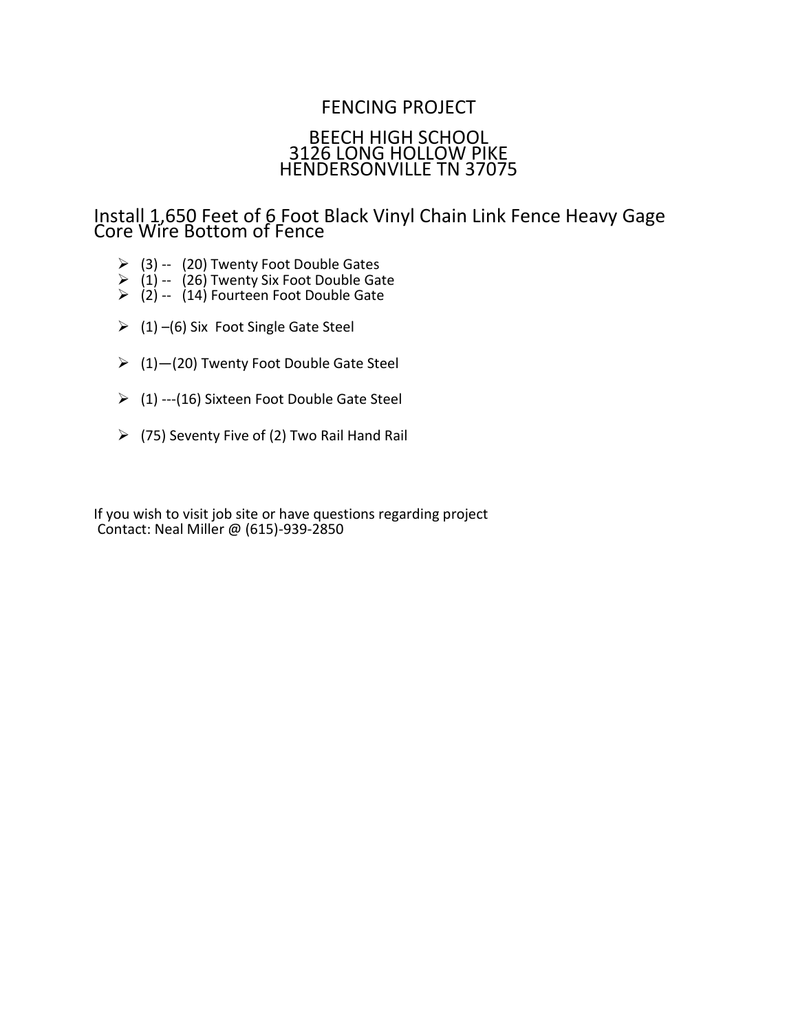# FENCING PROJECT

## BEECH HIGH SCHOOL
## 3126 LONG HOLLOW PIKE
## HENDERSONVILLE TN 37075

### Install 1,650 Feet of 6 Foot Black Vinyl Chain Link Fence Heavy Gage Core Wire Bottom of Fence

- (3) -- (20) Twenty Foot Double Gates
- (1) -- (26) Twenty Six Foot Double Gate
- (2) -- (14) Fourteen Foot Double Gate

- (1) –(6) Six Foot Single Gate Steel

- (1)—(20) Twenty Foot Double Gate Steel

- (1) ---(16) Sixteen Foot Double Gate Steel

- (75) Seventy Five of (2) Two Rail Hand Rail

If you wish to visit job site or have questions regarding project
Contact: Neal Miller @ (615)-939-2850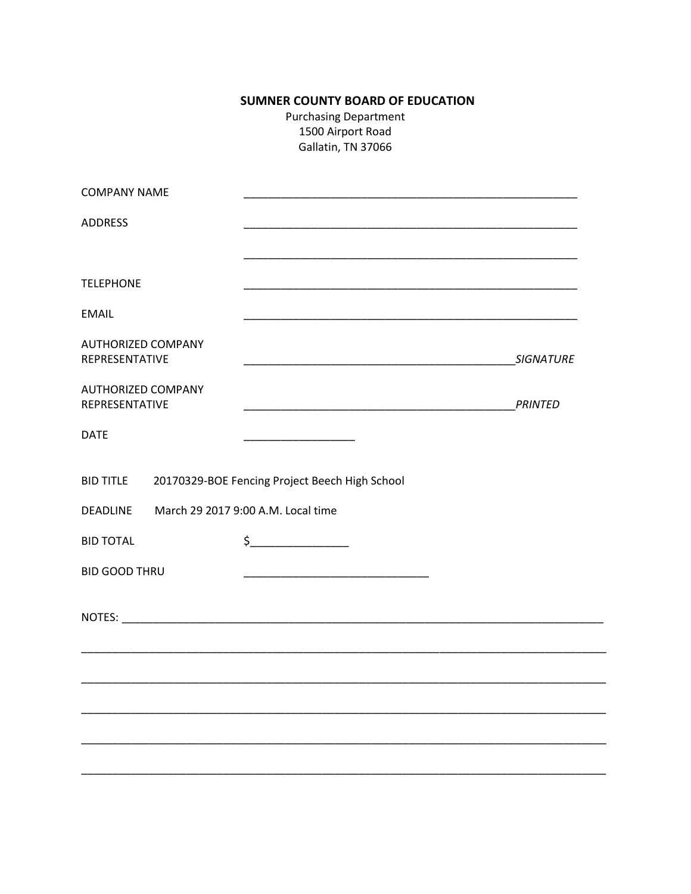**SUMNER COUNTY BOARD OF EDUCATION**

Purchasing Department
1500 Airport Road
Gallatin, TN 37066

COMPANY NAME ________________________________________________________

ADDRESS ________________________________________________________

________________________________________________________

TELEPHONE ________________________________________________________

EMAIL ________________________________________________________

AUTHORIZED COMPANY REPRESENTATIVE ____________________________________________*SIGNATURE*

AUTHORIZED COMPANY REPRESENTATIVE ____________________________________________*PRINTED*

DATE __________________

BID TITLE 20170329-BOE Fencing Project Beech High School

DEADLINE March 29 2017 9:00 A.M. Local time

BID TOTAL $________________

BID GOOD THRU ______________________________

NOTES: ________________________________________________________________________________

________________________________________________________________________________________

________________________________________________________________________________________

________________________________________________________________________________________

________________________________________________________________________________________

________________________________________________________________________________________